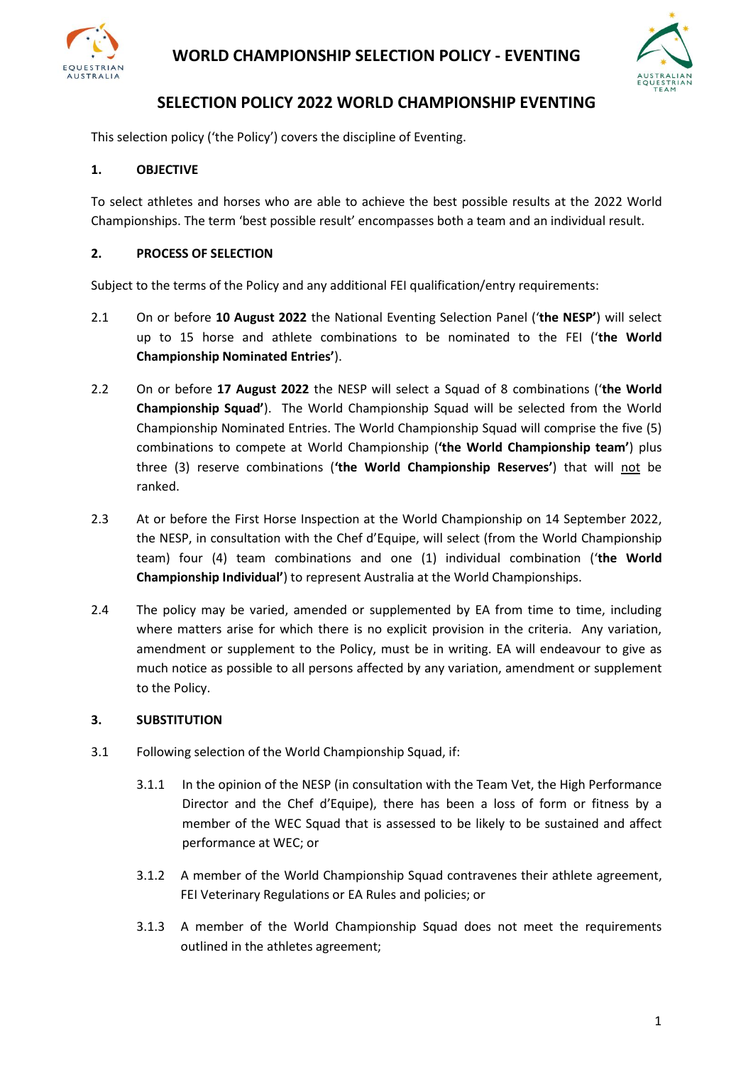# WORLD CHAMPIONSHIP SELECTION POLICY - EVENTING

## SELECTION POLICY 2022 WORLD CHAMPIONSHIP EVENTING

This selection policy ('the Policy') covers the discipline of Eventing.

### 1. OBJECTIVE

To select athletes and horses who are able to achieve the best possible results at the 2022 World Championships. The term 'best possible result' encompasses both a team and an individual result.

### 2. PROCESS OF SELECTION

Subject to the terms of the Policy and any additional FEI qualification/entry requirements:

2.1 On or before **10 August 2022** the National Eventing Selection Panel ('**the NESP**') will select up to 15 horse and athlete combinations to be nominated to the FEI ('**the World Championship Nominated Entries'**).

2.2 On or before **17 August 2022** the NESP will select a Squad of 8 combinations ('**the World Championship Squad'**). The World Championship Squad will be selected from the World Championship Nominated Entries. The World Championship Squad will comprise the five (5) combinations to compete at World Championship (**'the World Championship team'**) plus three (3) reserve combinations (**'the World Championship Reserves'**) that will not be ranked.

2.3 At or before the First Horse Inspection at the World Championship on 14 September 2022, the NESP, in consultation with the Chef d'Equipe, will select (from the World Championship team) four (4) team combinations and one (1) individual combination ('**the World Championship Individual'**) to represent Australia at the World Championships.

2.4 The policy may be varied, amended or supplemented by EA from time to time, including where matters arise for which there is no explicit provision in the criteria. Any variation, amendment or supplement to the Policy, must be in writing. EA will endeavour to give as much notice as possible to all persons affected by any variation, amendment or supplement to the Policy.

### 3. SUBSTITUTION

3.1 Following selection of the World Championship Squad, if:

3.1.1 In the opinion of the NESP (in consultation with the Team Vet, the High Performance Director and the Chef d'Equipe), there has been a loss of form or fitness by a member of the WEC Squad that is assessed to be likely to be sustained and affect performance at WEC; or

3.1.2 A member of the World Championship Squad contravenes their athlete agreement, FEI Veterinary Regulations or EA Rules and policies; or

3.1.3 A member of the World Championship Squad does not meet the requirements outlined in the athletes agreement;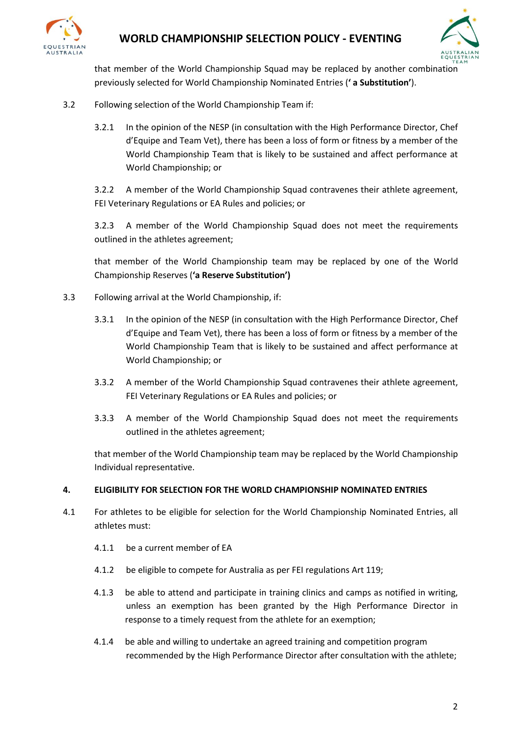that member of the World Championship Squad may be replaced by another combination previously selected for World Championship Nominated Entries (**' a Substitution'**).

3.2 Following selection of the World Championship Team if:

3.2.1 In the opinion of the NESP (in consultation with the High Performance Director, Chef d'Equipe and Team Vet), there has been a loss of form or fitness by a member of the World Championship Team that is likely to be sustained and affect performance at World Championship; or

3.2.2 A member of the World Championship Squad contravenes their athlete agreement, FEI Veterinary Regulations or EA Rules and policies; or

3.2.3 A member of the World Championship Squad does not meet the requirements outlined in the athletes agreement;

that member of the World Championship team may be replaced by one of the World Championship Reserves (**'a Reserve Substitution')**

3.3 Following arrival at the World Championship, if:

3.3.1 In the opinion of the NESP (in consultation with the High Performance Director, Chef d'Equipe and Team Vet), there has been a loss of form or fitness by a member of the World Championship Team that is likely to be sustained and affect performance at World Championship; or

3.3.2 A member of the World Championship Squad contravenes their athlete agreement, FEI Veterinary Regulations or EA Rules and policies; or

3.3.3 A member of the World Championship Squad does not meet the requirements outlined in the athletes agreement;

that member of the World Championship team may be replaced by the World Championship Individual representative.

## 4. ELIGIBILITY FOR SELECTION FOR THE WORLD CHAMPIONSHIP NOMINATED ENTRIES

4.1 For athletes to be eligible for selection for the World Championship Nominated Entries, all athletes must:

4.1.1 be a current member of EA

4.1.2 be eligible to compete for Australia as per FEI regulations Art 119;

4.1.3 be able to attend and participate in training clinics and camps as notified in writing, unless an exemption has been granted by the High Performance Director in response to a timely request from the athlete for an exemption;

4.1.4 be able and willing to undertake an agreed training and competition program recommended by the High Performance Director after consultation with the athlete;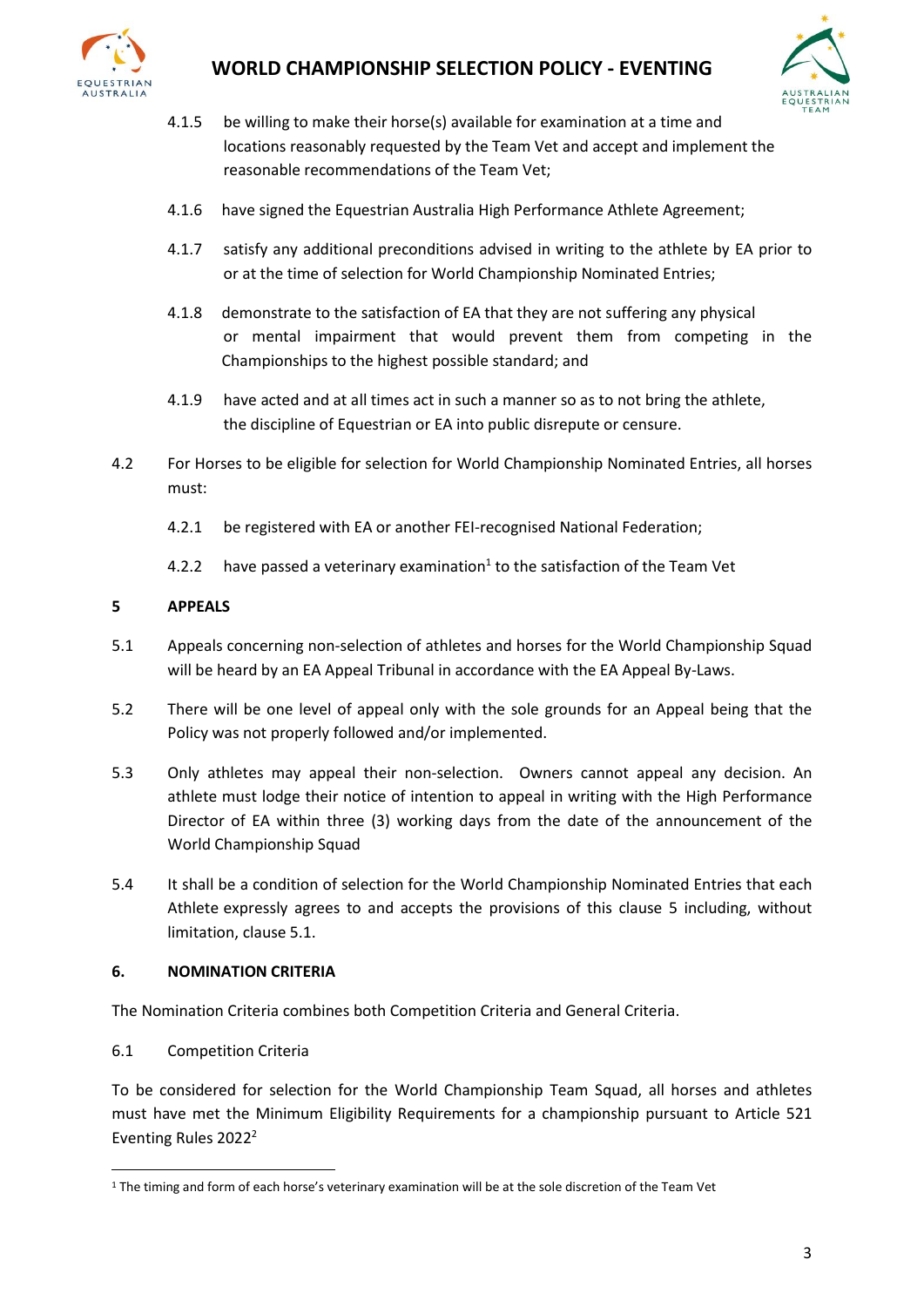4.1.5 be willing to make their horse(s) available for examination at a time and locations reasonably requested by the Team Vet and accept and implement the reasonable recommendations of the Team Vet;

4.1.6 have signed the Equestrian Australia High Performance Athlete Agreement;

4.1.7 satisfy any additional preconditions advised in writing to the athlete by EA prior to or at the time of selection for World Championship Nominated Entries;

4.1.8 demonstrate to the satisfaction of EA that they are not suffering any physical or mental impairment that would prevent them from competing in the Championships to the highest possible standard; and

4.1.9 have acted and at all times act in such a manner so as to not bring the athlete, the discipline of Equestrian or EA into public disrepute or censure.

4.2 For Horses to be eligible for selection for World Championship Nominated Entries, all horses must:

4.2.1 be registered with EA or another FEI-recognised National Federation;

4.2.2 have passed a veterinary examination[1] to the satisfaction of the Team Vet

## 5 APPEALS

5.1 Appeals concerning non-selection of athletes and horses for the World Championship Squad will be heard by an EA Appeal Tribunal in accordance with the EA Appeal By-Laws.

5.2 There will be one level of appeal only with the sole grounds for an Appeal being that the Policy was not properly followed and/or implemented.

5.3 Only athletes may appeal their non-selection. Owners cannot appeal any decision. An athlete must lodge their notice of intention to appeal in writing with the High Performance Director of EA within three (3) working days from the date of the announcement of the World Championship Squad

5.4 It shall be a condition of selection for the World Championship Nominated Entries that each Athlete expressly agrees to and accepts the provisions of this clause 5 including, without limitation, clause 5.1.

## 6. NOMINATION CRITERIA

The Nomination Criteria combines both Competition Criteria and General Criteria.

6.1 Competition Criteria

To be considered for selection for the World Championship Team Squad, all horses and athletes must have met the Minimum Eligibility Requirements for a championship pursuant to Article 521 Eventing Rules 2022[2]

---

[1] The timing and form of each horse's veterinary examination will be at the sole discretion of the Team Vet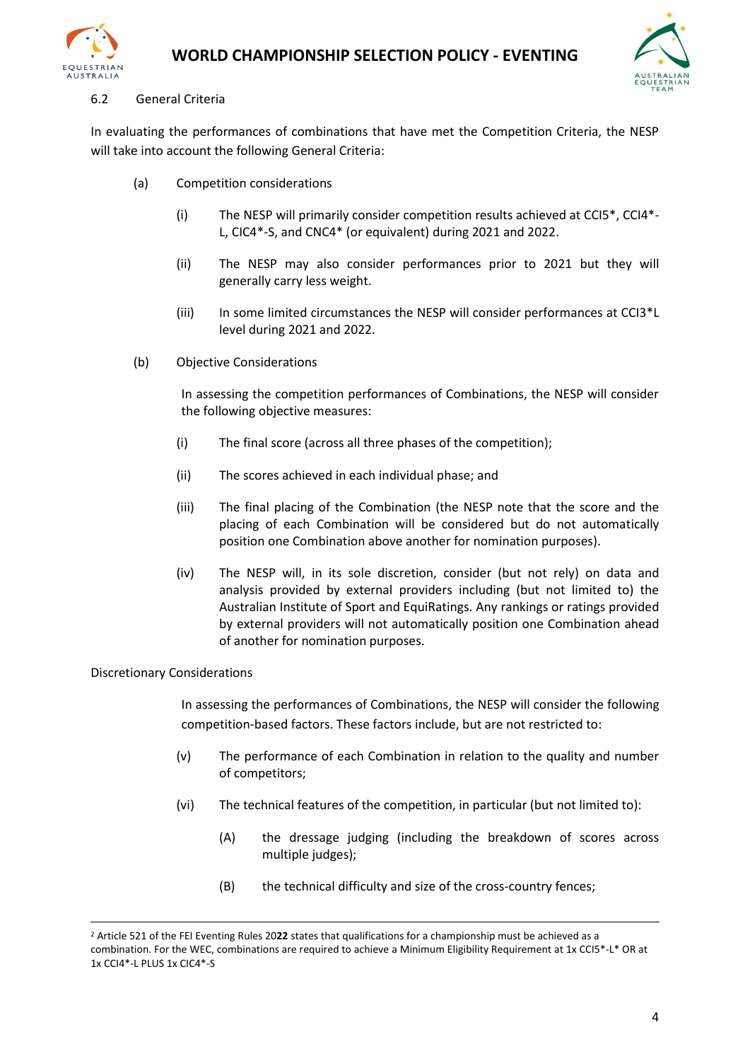### 6.2 General Criteria

In evaluating the performances of combinations that have met the Competition Criteria, the NESP will take into account the following General Criteria:

(a) Competition considerations

(i) The NESP will primarily consider competition results achieved at CCI5*, CCI4*-L, CIC4*-S, and CNC4* (or equivalent) during 2021 and 2022.

(ii) The NESP may also consider performances prior to 2021 but they will generally carry less weight.

(iii) In some limited circumstances the NESP will consider performances at CCI3*L level during 2021 and 2022.

(b) Objective Considerations

In assessing the competition performances of Combinations, the NESP will consider the following objective measures:

(i) The final score (across all three phases of the competition);

(ii) The scores achieved in each individual phase; and

(iii) The final placing of the Combination (the NESP note that the score and the placing of each Combination will be considered but do not automatically position one Combination above another for nomination purposes).

(iv) The NESP will, in its sole discretion, consider (but not rely) on data and analysis provided by external providers including (but not limited to) the Australian Institute of Sport and EquiRatings. Any rankings or ratings provided by external providers will not automatically position one Combination ahead of another for nomination purposes.

Discretionary Considerations

In assessing the performances of Combinations, the NESP will consider the following competition-based factors. These factors include, but are not restricted to:

(v) The performance of each Combination in relation to the quality and number of competitors;

(vi) The technical features of the competition, in particular (but not limited to):

(A) the dressage judging (including the breakdown of scores across multiple judges);

(B) the technical difficulty and size of the cross-country fences;

---

[2] Article 521 of the FEI Eventing Rules 20**22** states that qualifications for a championship must be achieved as a combination. For the WEC, combinations are required to achieve a Minimum Eligibility Requirement at 1x CCI5*-L* OR at 1x CCI4*-L PLUS 1x CIC4*-S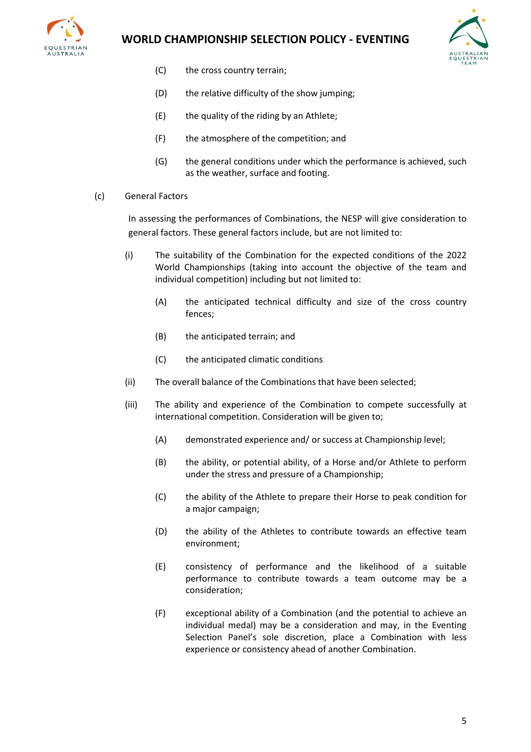(C) the cross country terrain;

(D) the relative difficulty of the show jumping;

(E) the quality of the riding by an Athlete;

(F) the atmosphere of the competition; and

(G) the general conditions under which the performance is achieved, such as the weather, surface and footing.

(c) General Factors

In assessing the performances of Combinations, the NESP will give consideration to general factors. These general factors include, but are not limited to:

(i) The suitability of the Combination for the expected conditions of the 2022 World Championships (taking into account the objective of the team and individual competition) including but not limited to:

(A) the anticipated technical difficulty and size of the cross country fences;

(B) the anticipated terrain; and

(C) the anticipated climatic conditions

(ii) The overall balance of the Combinations that have been selected;

(iii) The ability and experience of the Combination to compete successfully at international competition. Consideration will be given to;

(A) demonstrated experience and/ or success at Championship level;

(B) the ability, or potential ability, of a Horse and/or Athlete to perform under the stress and pressure of a Championship;

(C) the ability of the Athlete to prepare their Horse to peak condition for a major campaign;

(D) the ability of the Athletes to contribute towards an effective team environment;

(E) consistency of performance and the likelihood of a suitable performance to contribute towards a team outcome may be a consideration;

(F) exceptional ability of a Combination (and the potential to achieve an individual medal) may be a consideration and may, in the Eventing Selection Panel's sole discretion, place a Combination with less experience or consistency ahead of another Combination.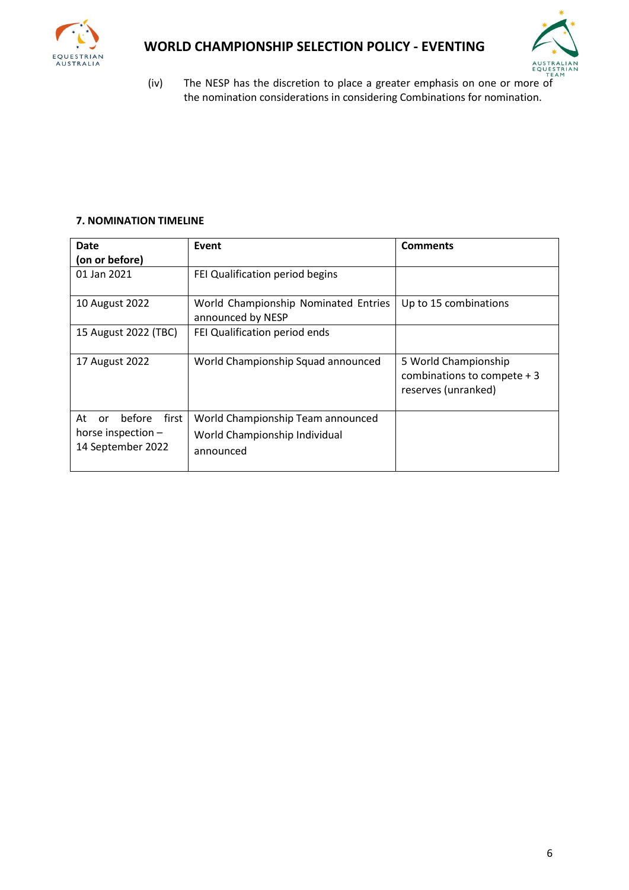(iv) The NESP has the discretion to place a greater emphasis on one or more of the nomination considerations in considering Combinations for nomination.

**7. NOMINATION TIMELINE**

| Date (on or before) | Event | Comments |
|---|---|---|
| 01 Jan 2021 | FEI Qualification period begins | |
| 10 August 2022 | World Championship Nominated Entries announced by NESP | Up to 15 combinations |
| 15 August 2022 (TBC) | FEI Qualification period ends | |
| 17 August 2022 | World Championship Squad announced | 5 World Championship combinations to compete + 3 reserves (unranked) |
| At or before first horse inspection – 14 September 2022 | World Championship Team announced<br>World Championship Individual announced | |